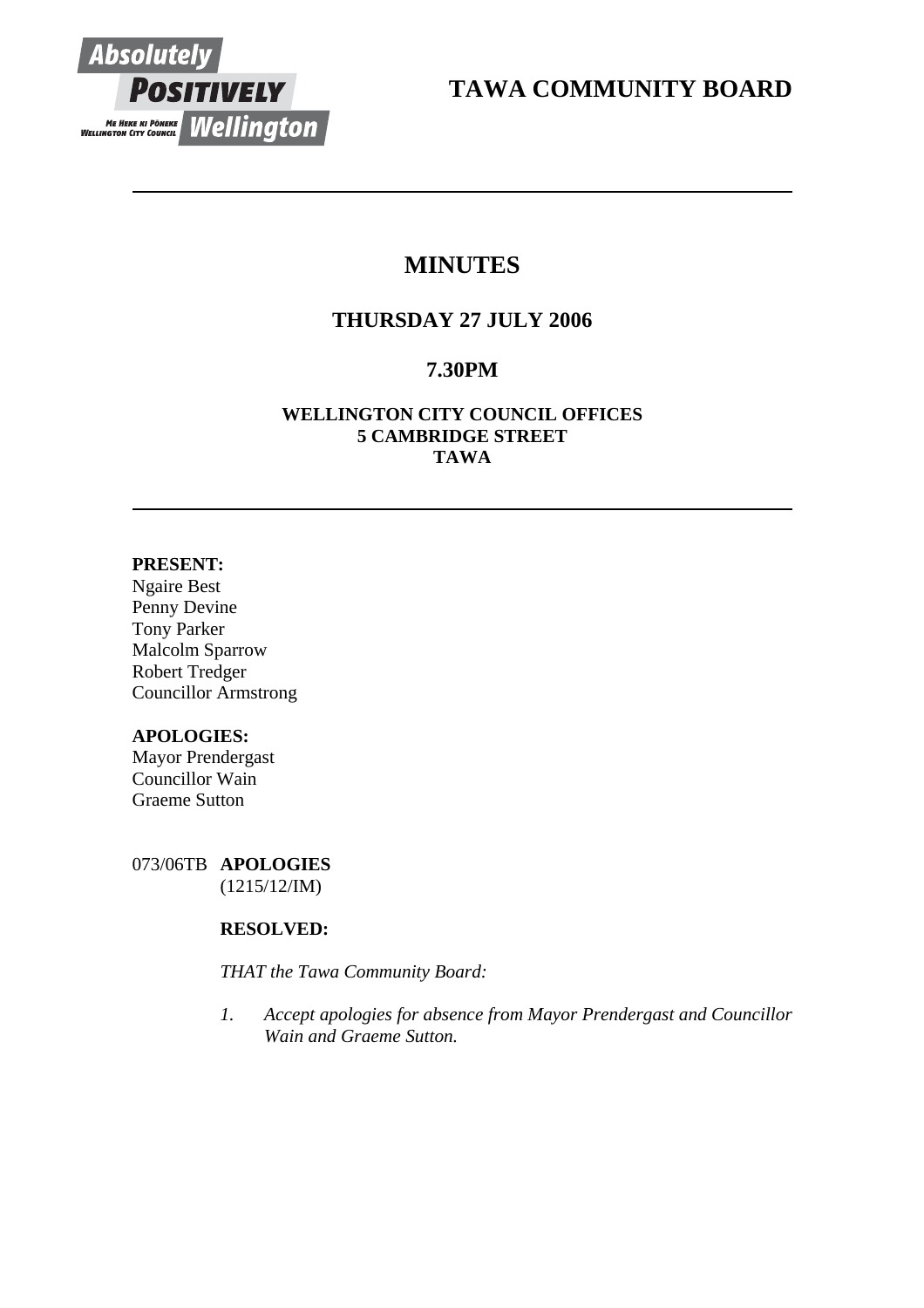# TAWA COMMUNITY BOARD

## MINUTES

### THURSDAY 27 JULY 2006

### 7.30PM

**WELLINGTON CITY COUNCIL OFFICES**
**5 CAMBRIDGE STREET**
**TAWA**

---

**PRESENT:**
Ngaire Best
Penny Devine
Tony Parker
Malcolm Sparrow
Robert Tredger
Councillor Armstrong

**APOLOGIES:**
Mayor Prendergast
Councillor Wain
Graeme Sutton

073/06TB **APOLOGIES**
(1215/12/IM)

**RESOLVED:**

*THAT the Tawa Community Board:*

1. *Accept apologies for absence from Mayor Prendergast and Councillor Wain and Graeme Sutton.*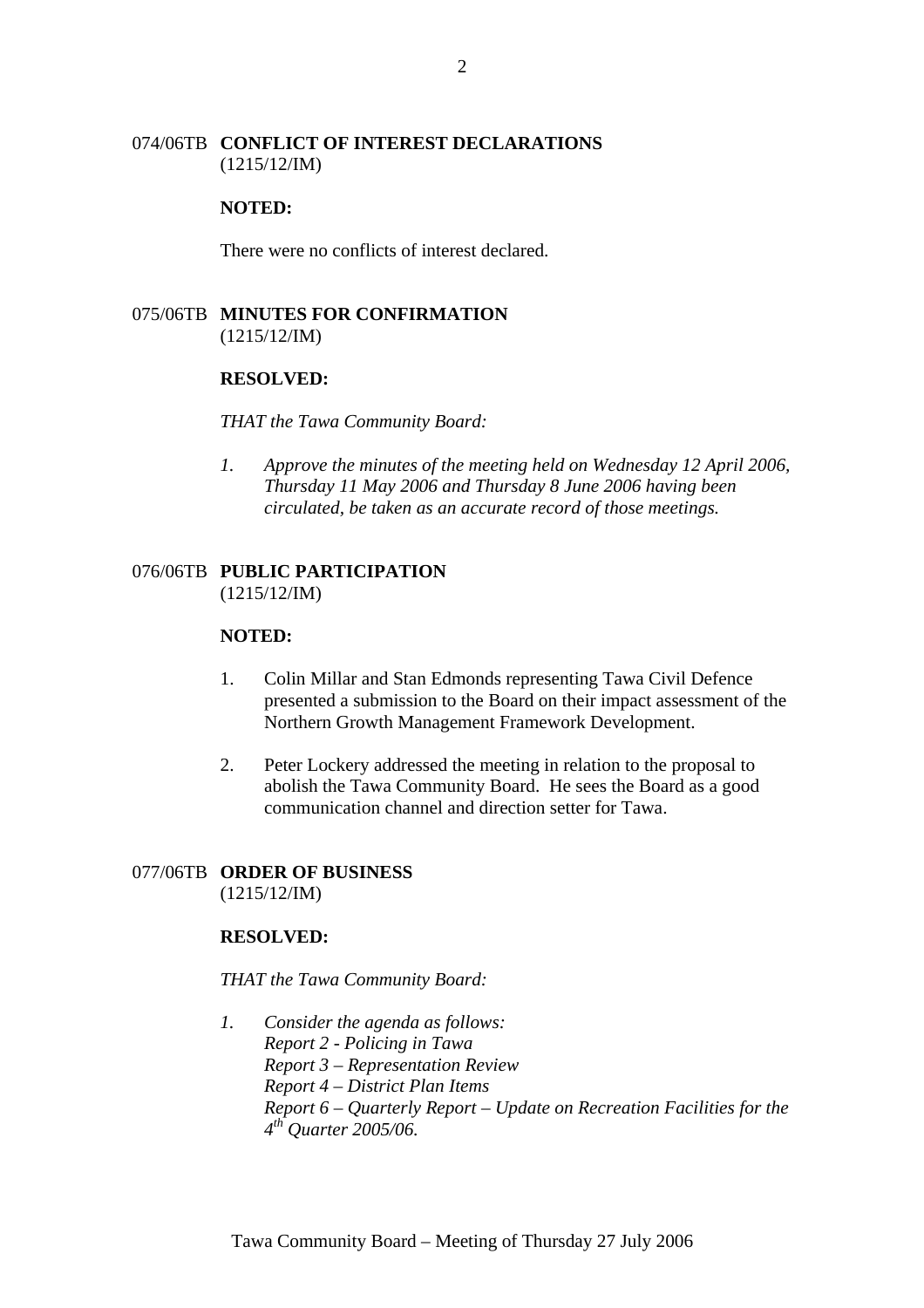074/06TB **CONFLICT OF INTEREST DECLARATIONS**
(1215/12/IM)

**NOTED:**

There were no conflicts of interest declared.

075/06TB **MINUTES FOR CONFIRMATION**
(1215/12/IM)

**RESOLVED:**

*THAT the Tawa Community Board:*

1. *Approve the minutes of the meeting held on Wednesday 12 April 2006, Thursday 11 May 2006 and Thursday 8 June 2006 having been circulated, be taken as an accurate record of those meetings.*

076/06TB **PUBLIC PARTICIPATION**
(1215/12/IM)

**NOTED:**

1. Colin Millar and Stan Edmonds representing Tawa Civil Defence presented a submission to the Board on their impact assessment of the Northern Growth Management Framework Development.

2. Peter Lockery addressed the meeting in relation to the proposal to abolish the Tawa Community Board. He sees the Board as a good communication channel and direction setter for Tawa.

077/06TB **ORDER OF BUSINESS**
(1215/12/IM)

**RESOLVED:**

*THAT the Tawa Community Board:*

1. *Consider the agenda as follows:*
   *Report 2 - Policing in Tawa*
   *Report 3 – Representation Review*
   *Report 4 – District Plan Items*
   *Report 6 – Quarterly Report – Update on Recreation Facilities for the 4th Quarter 2005/06.*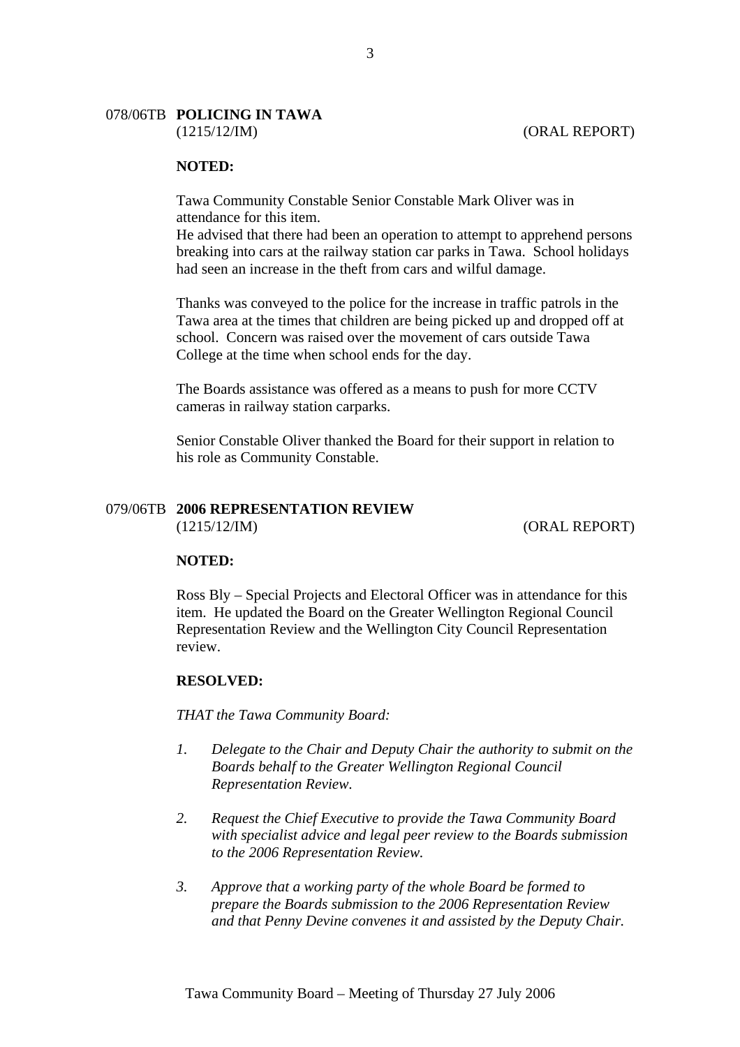## 078/06TB POLICING IN TAWA

(1215/12/IM) (ORAL REPORT)

**NOTED:**

Tawa Community Constable Senior Constable Mark Oliver was in attendance for this item.
He advised that there had been an operation to attempt to apprehend persons breaking into cars at the railway station car parks in Tawa. School holidays had seen an increase in the theft from cars and wilful damage.

Thanks was conveyed to the police for the increase in traffic patrols in the Tawa area at the times that children are being picked up and dropped off at school. Concern was raised over the movement of cars outside Tawa College at the time when school ends for the day.

The Boards assistance was offered as a means to push for more CCTV cameras in railway station carparks.

Senior Constable Oliver thanked the Board for their support in relation to his role as Community Constable.

## 079/06TB 2006 REPRESENTATION REVIEW

(1215/12/IM) (ORAL REPORT)

**NOTED:**

Ross Bly – Special Projects and Electoral Officer was in attendance for this item. He updated the Board on the Greater Wellington Regional Council Representation Review and the Wellington City Council Representation review.

**RESOLVED:**

*THAT the Tawa Community Board:*

1. *Delegate to the Chair and Deputy Chair the authority to submit on the Boards behalf to the Greater Wellington Regional Council Representation Review.*

2. *Request the Chief Executive to provide the Tawa Community Board with specialist advice and legal peer review to the Boards submission to the 2006 Representation Review.*

3. *Approve that a working party of the whole Board be formed to prepare the Boards submission to the 2006 Representation Review and that Penny Devine convenes it and assisted by the Deputy Chair.*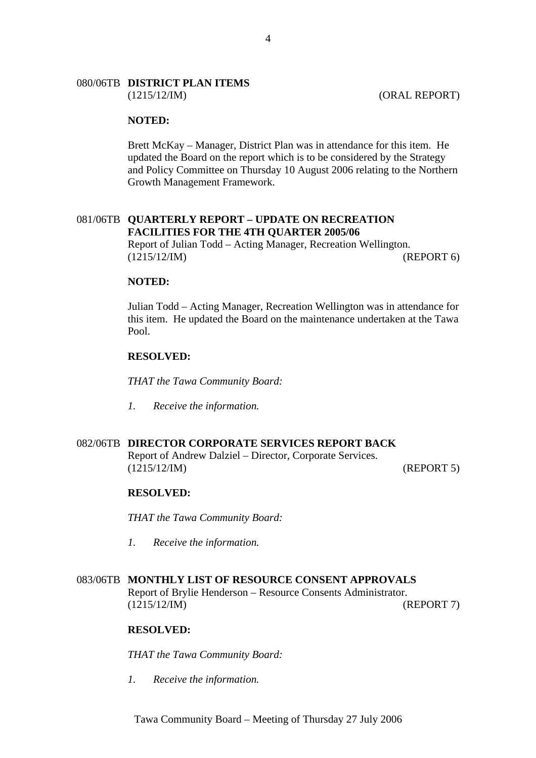080/06TB **DISTRICT PLAN ITEMS**
(1215/12/IM) (ORAL REPORT)

**NOTED:**

Brett McKay – Manager, District Plan was in attendance for this item. He updated the Board on the report which is to be considered by the Strategy and Policy Committee on Thursday 10 August 2006 relating to the Northern Growth Management Framework.

081/06TB **QUARTERLY REPORT – UPDATE ON RECREATION FACILITIES FOR THE 4TH QUARTER 2005/06**
Report of Julian Todd – Acting Manager, Recreation Wellington.
(1215/12/IM) (REPORT 6)

**NOTED:**

Julian Todd – Acting Manager, Recreation Wellington was in attendance for this item. He updated the Board on the maintenance undertaken at the Tawa Pool.

**RESOLVED:**

*THAT the Tawa Community Board:*

*1. Receive the information.*

082/06TB **DIRECTOR CORPORATE SERVICES REPORT BACK**
Report of Andrew Dalziel – Director, Corporate Services.
(1215/12/IM) (REPORT 5)

**RESOLVED:**

*THAT the Tawa Community Board:*

*1. Receive the information.*

083/06TB **MONTHLY LIST OF RESOURCE CONSENT APPROVALS**
Report of Brylie Henderson – Resource Consents Administrator.
(1215/12/IM) (REPORT 7)

**RESOLVED:**

*THAT the Tawa Community Board:*

*1. Receive the information.*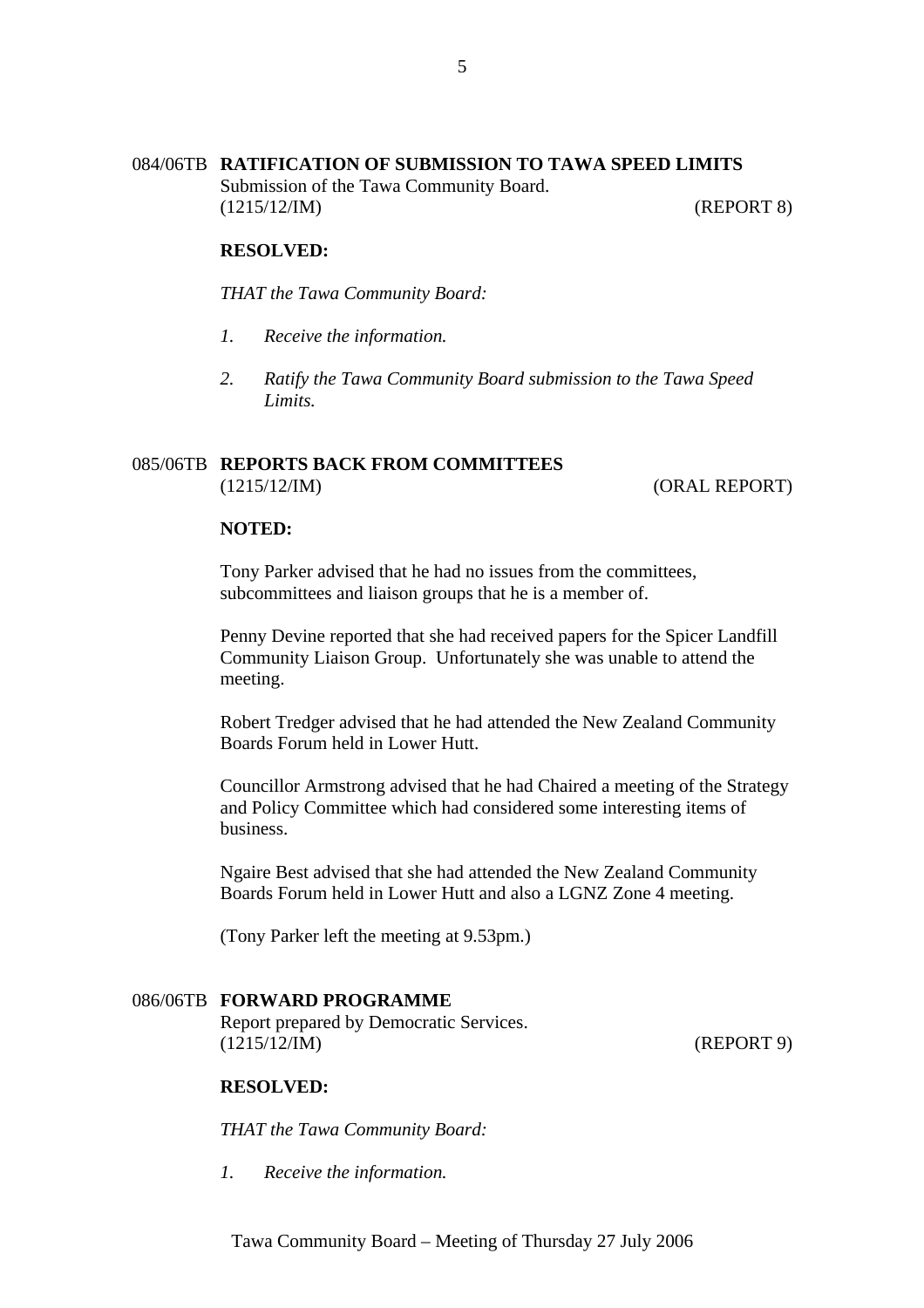084/06TB **RATIFICATION OF SUBMISSION TO TAWA SPEED LIMITS**
Submission of the Tawa Community Board.
(1215/12/IM) (REPORT 8)

**RESOLVED:**

*THAT the Tawa Community Board:*

1. *Receive the information.*

2. *Ratify the Tawa Community Board submission to the Tawa Speed Limits.*

085/06TB **REPORTS BACK FROM COMMITTEES**
(1215/12/IM) (ORAL REPORT)

**NOTED:**

Tony Parker advised that he had no issues from the committees, subcommittees and liaison groups that he is a member of.

Penny Devine reported that she had received papers for the Spicer Landfill Community Liaison Group. Unfortunately she was unable to attend the meeting.

Robert Tredger advised that he had attended the New Zealand Community Boards Forum held in Lower Hutt.

Councillor Armstrong advised that he had Chaired a meeting of the Strategy and Policy Committee which had considered some interesting items of business.

Ngaire Best advised that she had attended the New Zealand Community Boards Forum held in Lower Hutt and also a LGNZ Zone 4 meeting.

(Tony Parker left the meeting at 9.53pm.)

086/06TB **FORWARD PROGRAMME**
Report prepared by Democratic Services.
(1215/12/IM) (REPORT 9)

**RESOLVED:**

*THAT the Tawa Community Board:*

1. *Receive the information.*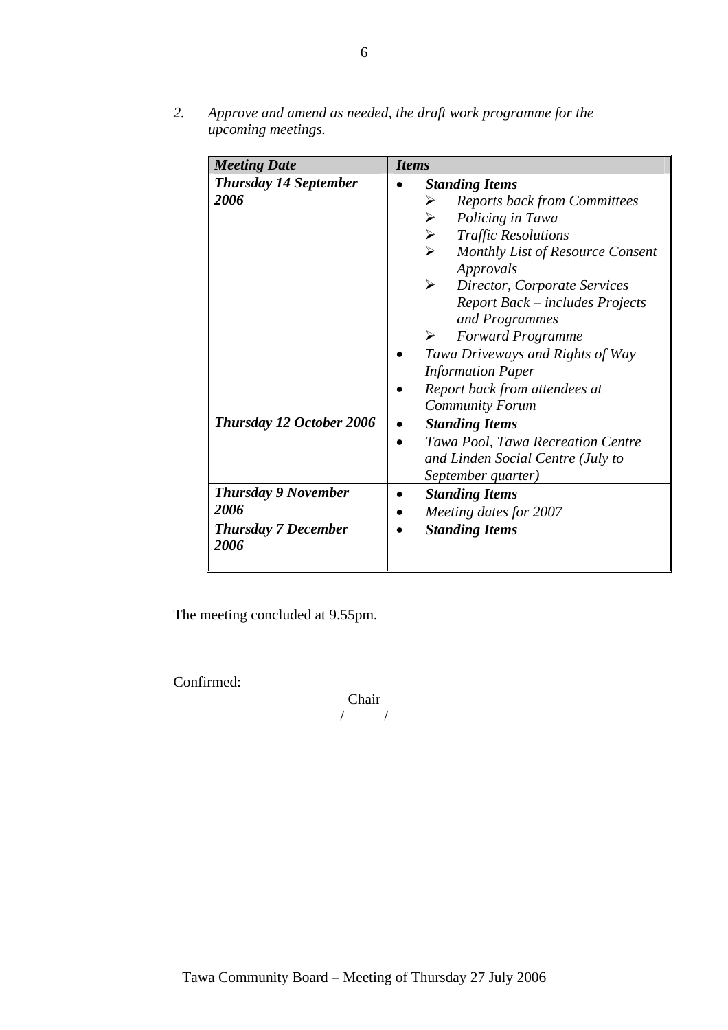2. *Approve and amend as needed, the draft work programme for the upcoming meetings.*

| ***Meeting Date*** | ***Items*** |
|---|---|
| ***Thursday 14 September 2006*** | • ***Standing Items***<br>➢ *Reports back from Committees*<br>➢ *Policing in Tawa*<br>➢ *Traffic Resolutions*<br>➢ *Monthly List of Resource Consent Approvals*<br>➢ *Director, Corporate Services Report Back – includes Projects and Programmes*<br>➢ *Forward Programme*<br>• *Tawa Driveways and Rights of Way Information Paper*<br>• *Report back from attendees at Community Forum* |
| ***Thursday 12 October 2006*** | • ***Standing Items***<br>• *Tawa Pool, Tawa Recreation Centre and Linden Social Centre (July to September quarter)* |
| ***Thursday 9 November 2006*** | • ***Standing Items***<br>• *Meeting dates for 2007* |
| ***Thursday 7 December 2006*** | • ***Standing Items*** |

The meeting concluded at 9.55pm.

Confirmed: ___________________________________________
Chair
/ /